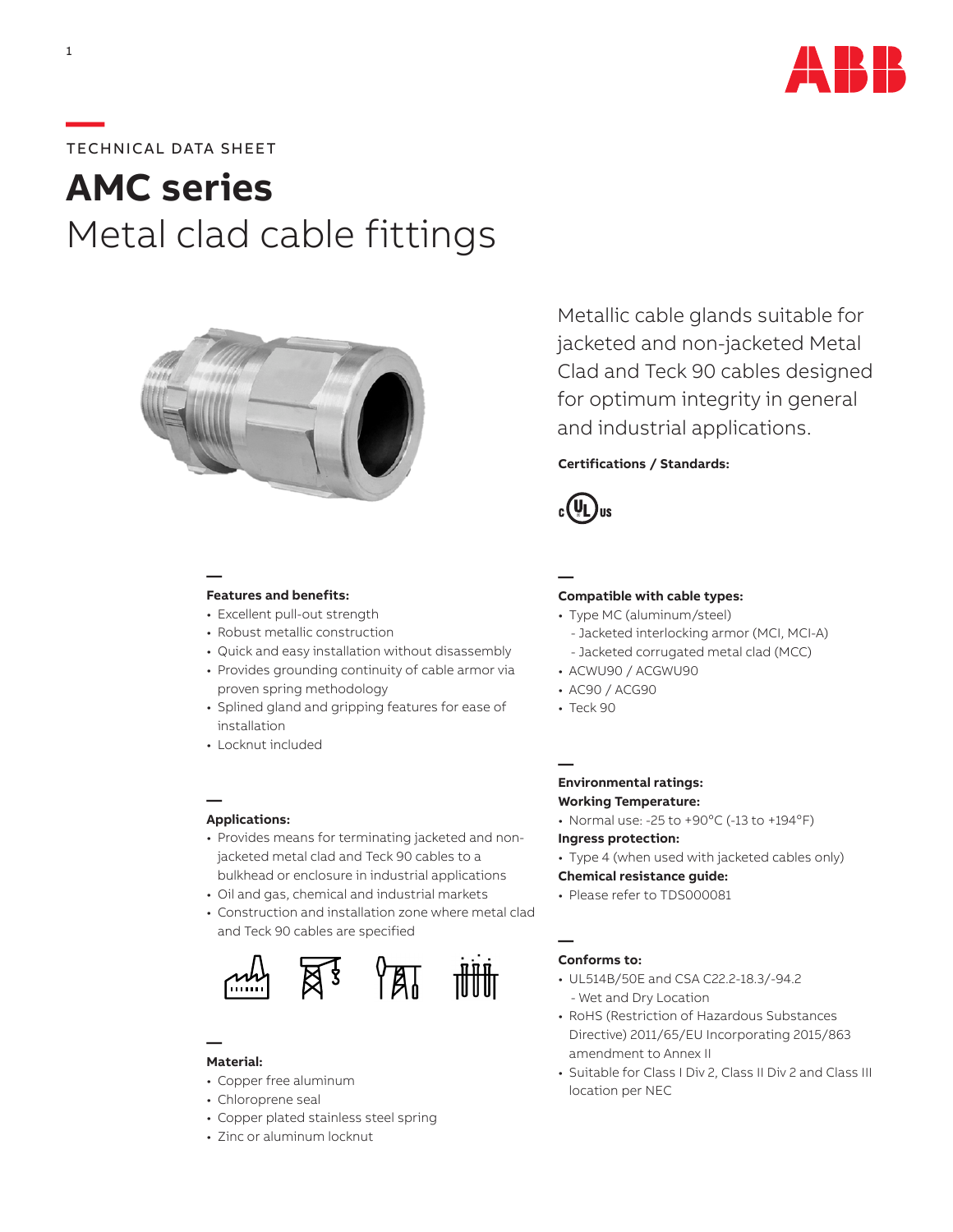TECHNICAL DATA SHEET

# AMC series

## Metal clad cable fittings

Metallic cable glands suitable for jacketed and non-jacketed Metal Clad and Teck 90 cables designed for optimum integrity in general and industrial applications.

**Certifications / Standards:**

### Features and benefits:

- Excellent pull-out strength
- Robust metallic construction
- Quick and easy installation without disassembly
- Provides grounding continuity of cable armor via proven spring methodology
- Splined gland and gripping features for ease of installation
- Locknut included

### Applications:

- Provides means for terminating jacketed and non-jacketed metal clad and Teck 90 cables to a bulkhead or enclosure in industrial applications
- Oil and gas, chemical and industrial markets
- Construction and installation zone where metal clad and Teck 90 cables are specified

### Material:

- Copper free aluminum
- Chloroprene seal
- Copper plated stainless steel spring
- Zinc or aluminum locknut

### Compatible with cable types:

- Type MC (aluminum/steel)
  - Jacketed interlocking armor (MCI, MCI-A)
  - Jacketed corrugated metal clad (MCC)
- ACWU90 / ACGWU90
- AC90 / ACG90
- Teck 90

### Environmental ratings:

**Working Temperature:**

- Normal use: -25 to +90°C (-13 to +194°F)

**Ingress protection:**

- Type 4 (when used with jacketed cables only)

**Chemical resistance guide:**

- Please refer to TDS000081

### Conforms to:

- UL514B/50E and CSA C22.2-18.3/-94.2
  - Wet and Dry Location
- RoHS (Restriction of Hazardous Substances Directive) 2011/65/EU Incorporating 2015/863 amendment to Annex II
- Suitable for Class I Div 2, Class II Div 2 and Class III location per NEC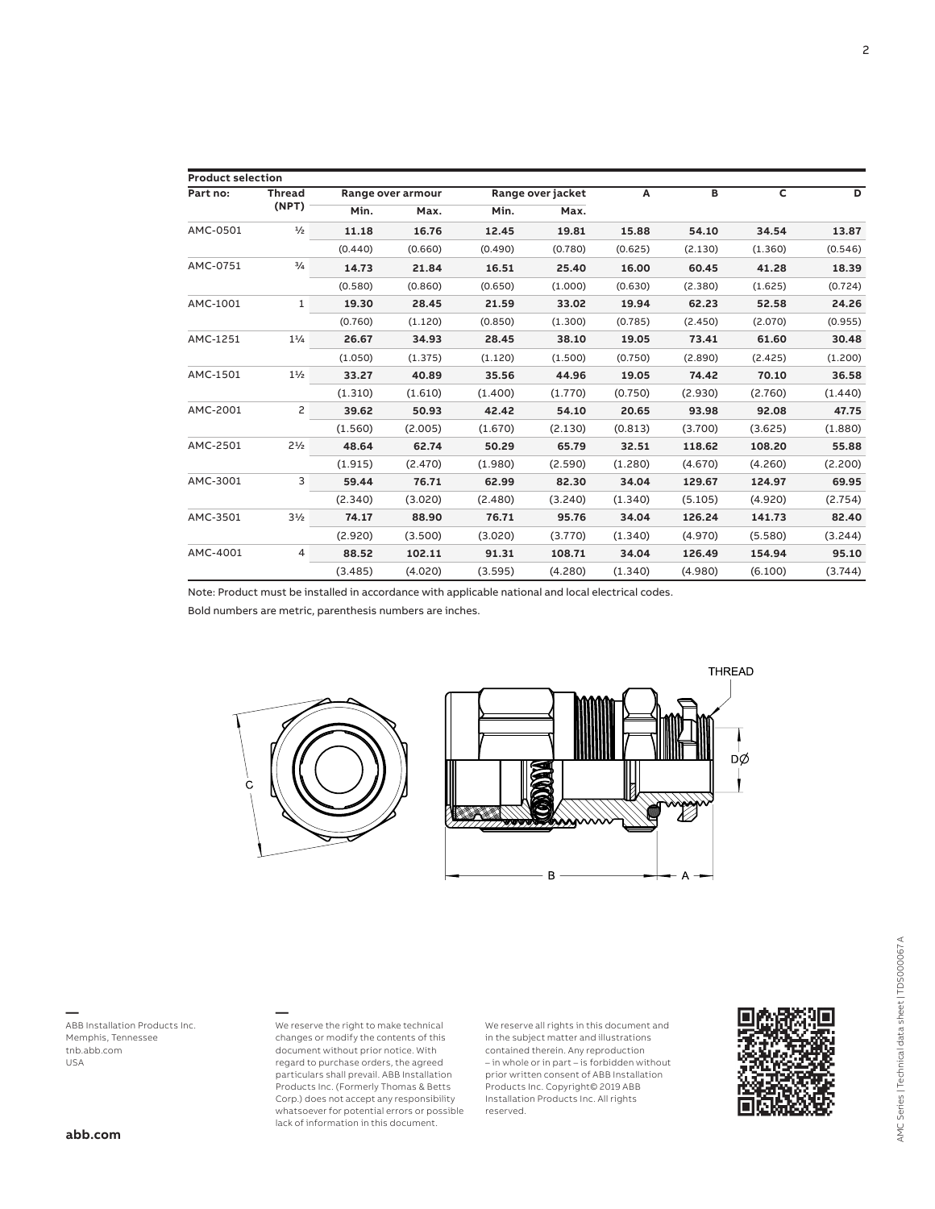**Product selection**

| Part no: | Thread (NPT) | Range over armour | | Range over jacket | | A | B | C | D |
|---|---|---|---|---|---|---|---|---|---|
| | | Min. | Max. | Min. | Max. | | | | |
| AMC-0501 | ½ | **11.18** | **16.76** | **12.45** | **19.81** | **15.88** | **54.10** | **34.54** | **13.87** |
| | | (0.440) | (0.660) | (0.490) | (0.780) | (0.625) | (2.130) | (1.360) | (0.546) |
| AMC-0751 | ¾ | **14.73** | **21.84** | **16.51** | **25.40** | **16.00** | **60.45** | **41.28** | **18.39** |
| | | (0.580) | (0.860) | (0.650) | (1.000) | (0.630) | (2.380) | (1.625) | (0.724) |
| AMC-1001 | 1 | **19.30** | **28.45** | **21.59** | **33.02** | **19.94** | **62.23** | **52.58** | **24.26** |
| | | (0.760) | (1.120) | (0.850) | (1.300) | (0.785) | (2.450) | (2.070) | (0.955) |
| AMC-1251 | 1¼ | **26.67** | **34.93** | **28.45** | **38.10** | **19.05** | **73.41** | **61.60** | **30.48** |
| | | (1.050) | (1.375) | (1.120) | (1.500) | (0.750) | (2.890) | (2.425) | (1.200) |
| AMC-1501 | 1½ | **33.27** | **40.89** | **35.56** | **44.96** | **19.05** | **74.42** | **70.10** | **36.58** |
| | | (1.310) | (1.610) | (1.400) | (1.770) | (0.750) | (2.930) | (2.760) | (1.440) |
| AMC-2001 | 2 | **39.62** | **50.93** | **42.42** | **54.10** | **20.65** | **93.98** | **92.08** | **47.75** |
| | | (1.560) | (2.005) | (1.670) | (2.130) | (0.813) | (3.700) | (3.625) | (1.880) |
| AMC-2501 | 2½ | **48.64** | **62.74** | **50.29** | **65.79** | **32.51** | **118.62** | **108.20** | **55.88** |
| | | (1.915) | (2.470) | (1.980) | (2.590) | (1.280) | (4.670) | (4.260) | (2.200) |
| AMC-3001 | 3 | **59.44** | **76.71** | **62.99** | **82.30** | **34.04** | **129.67** | **124.97** | **69.95** |
| | | (2.340) | (3.020) | (2.480) | (3.240) | (1.340) | (5.105) | (4.920) | (2.754) |
| AMC-3501 | 3½ | **74.17** | **88.90** | **76.71** | **95.76** | **34.04** | **126.24** | **141.73** | **82.40** |
| | | (2.920) | (3.500) | (3.020) | (3.770) | (1.340) | (4.970) | (5.580) | (3.244) |
| AMC-4001 | 4 | **88.52** | **102.11** | **91.31** | **108.71** | **34.04** | **126.49** | **154.94** | **95.10** |
| | | (3.485) | (4.020) | (3.595) | (4.280) | (1.340) | (4.980) | (6.100) | (3.744) |

Note: Product must be installed in accordance with applicable national and local electrical codes.

Bold numbers are metric, parenthesis numbers are inches.

THREAD

DØ

C

B

A

ABB Installation Products Inc.
Memphis, Tennessee
tnb.abb.com
USA

We reserve the right to make technical changes or modify the contents of this document without prior notice. With regard to purchase orders, the agreed particulars shall prevail. ABB Installation Products Inc. (Formerly Thomas & Betts Corp.) does not accept any responsibility whatsoever for potential errors or possible lack of information in this document.

We reserve all rights in this document and in the subject matter and illustrations contained therein. Any reproduction – in whole or in part – is forbidden without prior written consent of ABB Installation Products Inc. Copyright© 2019 ABB Installation Products Inc. All rights reserved.

**abb.com**

AMC Series | Technical data sheet | TDS000067 A